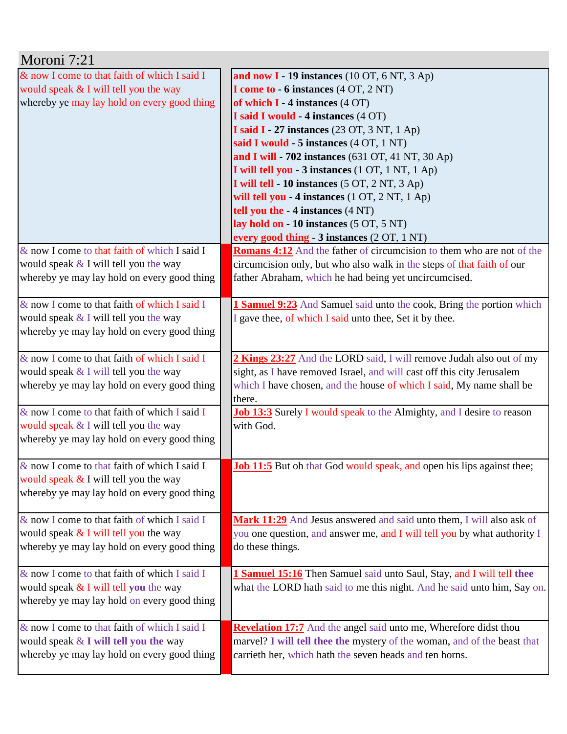# Moroni 7:21

| & now I come to that faith of which I said I would speak & I will tell you the way whereby ye may lay hold on every good thing | | **and now I - 19 instances** (10 OT, 6 NT, 3 Ap)<br>**I come to - 6 instances** (4 OT, 2 NT)<br>**of which I - 4 instances** (4 OT)<br>**I said I would - 4 instances** (4 OT)<br>**I said I - 27 instances** (23 OT, 3 NT, 1 Ap)<br>**said I would - 5 instances** (4 OT, 1 NT)<br>**and I will - 702 instances** (631 OT, 41 NT, 30 Ap)<br>**I will tell you - 3 instances** (1 OT, 1 NT, 1 Ap)<br>**I will tell - 10 instances** (5 OT, 2 NT, 3 Ap)<br>**will tell you - 4 instances** (1 OT, 2 NT, 1 Ap)<br>**tell you the - 4 instances** (4 NT)<br>**lay hold on - 10 instances** (5 OT, 5 NT)<br>**every good thing - 3 instances** (2 OT, 1 NT) |
|---|---|---|
| & now I come to that faith of which I said I would speak & I will tell you the way whereby ye may lay hold on every good thing | | **Romans 4:12** And the father of circumcision to them who are not of the circumcision only, but who also walk in the steps of that faith of our father Abraham, which he had being yet uncircumcised. |
| & now I come to that faith of which I said I would speak & I will tell you the way whereby ye may lay hold on every good thing | | **1 Samuel 9:23** And Samuel said unto the cook, Bring the portion which I gave thee, of which I said unto thee, Set it by thee. |
| & now I come to that faith of which I said I would speak & I will tell you the way whereby ye may lay hold on every good thing | | **2 Kings 23:27** And the LORD said, I will remove Judah also out of my sight, as I have removed Israel, and will cast off this city Jerusalem which I have chosen, and the house of which I said, My name shall be there. |
| & now I come to that faith of which I said I would speak & I will tell you the way whereby ye may lay hold on every good thing | | **Job 13:3** Surely I would speak to the Almighty, and I desire to reason with God. |
| & now I come to that faith of which I said I would speak & I will tell you the way whereby ye may lay hold on every good thing | | **Job 11:5** But oh that God would speak, and open his lips against thee; |
| & now I come to that faith of which I said I would speak & I will tell you the way whereby ye may lay hold on every good thing | | **Mark 11:29** And Jesus answered and said unto them, I will also ask of you one question, and answer me, and I will tell you by what authority I do these things. |
| & now I come to that faith of which I said I would speak & I will tell **you** the way whereby ye may lay hold on every good thing | | **1 Samuel 15:16** Then Samuel said unto Saul, Stay, and I will tell **thee** what the LORD hath said to me this night. And he said unto him, Say on. |
| & now I come to that faith of which I said I would speak & **I will tell you the** way whereby ye may lay hold on every good thing | | **Revelation 17:7** And the angel said unto me, Wherefore didst thou marvel? **I will tell thee the** mystery of the woman, and of the beast that carrieth her, which hath the seven heads and ten horns. |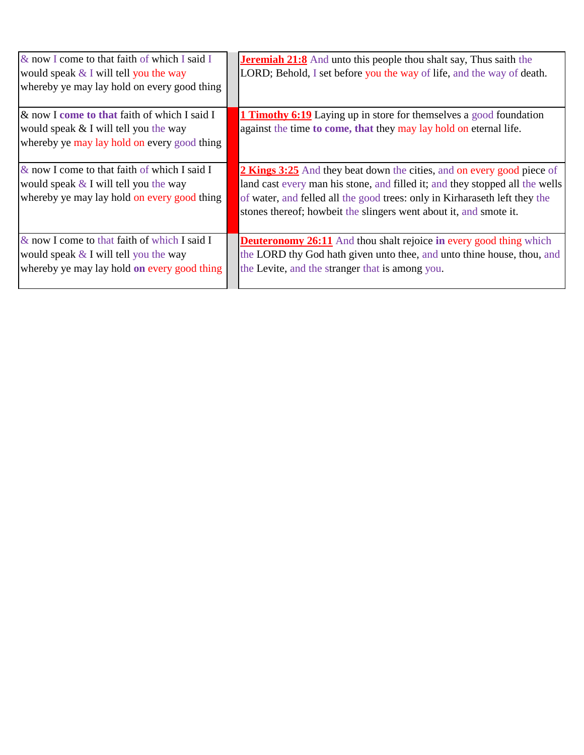| | | |
|---|---|---|
| & now I come to that faith of which I said I would speak & I will tell you the way whereby ye may lay hold on every good thing | | **Jeremiah 21:8** And unto this people thou shalt say, Thus saith the LORD; Behold, I set before you the way of life, and the way of death. |
| & now I **come to that** faith of which I said I would speak & I will tell you the way whereby ye may lay hold on every good thing | | **1 Timothy 6:19** Laying up in store for themselves a good foundation against the time **to come, that** they may lay hold on eternal life. |
| & now I come to that faith of which I said I would speak & I will tell you the way whereby ye may lay hold on every good thing | | **2 Kings 3:25** And they beat down the cities, and on every good piece of land cast every man his stone, and filled it; and they stopped all the wells of water, and felled all the good trees: only in Kirharaseth left they the stones thereof; howbeit the slingers went about it, and smote it. |
| & now I come to that faith of which I said I would speak & I will tell you the way whereby ye may lay hold **on** every good thing | | **Deuteronomy 26:11** And thou shalt rejoice **in** every good thing which the LORD thy God hath given unto thee, and unto thine house, thou, and the Levite, and the stranger that is among you. |